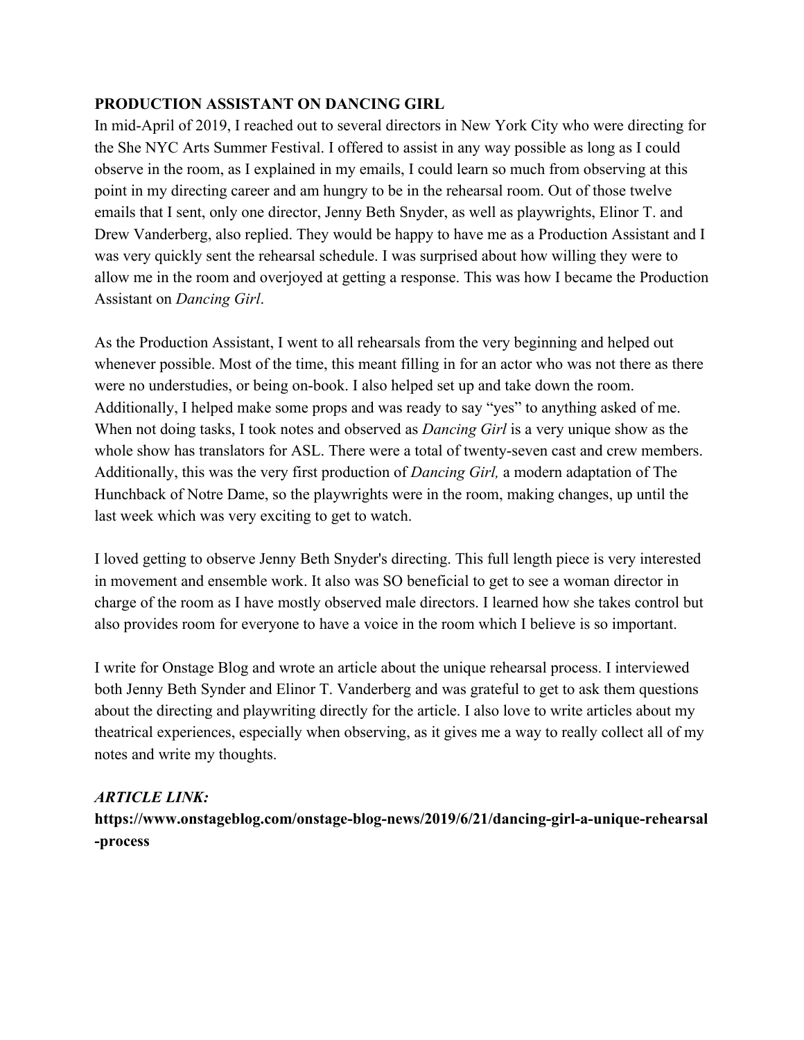**PRODUCTION ASSISTANT ON DANCING GIRL**

In mid-April of 2019, I reached out to several directors in New York City who were directing for the She NYC Arts Summer Festival. I offered to assist in any way possible as long as I could observe in the room, as I explained in my emails, I could learn so much from observing at this point in my directing career and am hungry to be in the rehearsal room. Out of those twelve emails that I sent, only one director, Jenny Beth Snyder, as well as playwrights, Elinor T. and Drew Vanderberg, also replied. They would be happy to have me as a Production Assistant and I was very quickly sent the rehearsal schedule. I was surprised about how willing they were to allow me in the room and overjoyed at getting a response. This was how I became the Production Assistant on *Dancing Girl*.

As the Production Assistant, I went to all rehearsals from the very beginning and helped out whenever possible. Most of the time, this meant filling in for an actor who was not there as there were no understudies, or being on-book. I also helped set up and take down the room. Additionally, I helped make some props and was ready to say "yes" to anything asked of me. When not doing tasks, I took notes and observed as *Dancing Girl* is a very unique show as the whole show has translators for ASL. There were a total of twenty-seven cast and crew members. Additionally, this was the very first production of *Dancing Girl,* a modern adaptation of The Hunchback of Notre Dame, so the playwrights were in the room, making changes, up until the last week which was very exciting to get to watch.

I loved getting to observe Jenny Beth Snyder's directing. This full length piece is very interested in movement and ensemble work. It also was SO beneficial to get to see a woman director in charge of the room as I have mostly observed male directors. I learned how she takes control but also provides room for everyone to have a voice in the room which I believe is so important.

I write for Onstage Blog and wrote an article about the unique rehearsal process. I interviewed both Jenny Beth Synder and Elinor T. Vanderberg and was grateful to get to ask them questions about the directing and playwriting directly for the article. I also love to write articles about my theatrical experiences, especially when observing, as it gives me a way to really collect all of my notes and write my thoughts.

***ARTICLE LINK:***

**https://www.onstageblog.com/onstage-blog-news/2019/6/21/dancing-girl-a-unique-rehearsal-process**